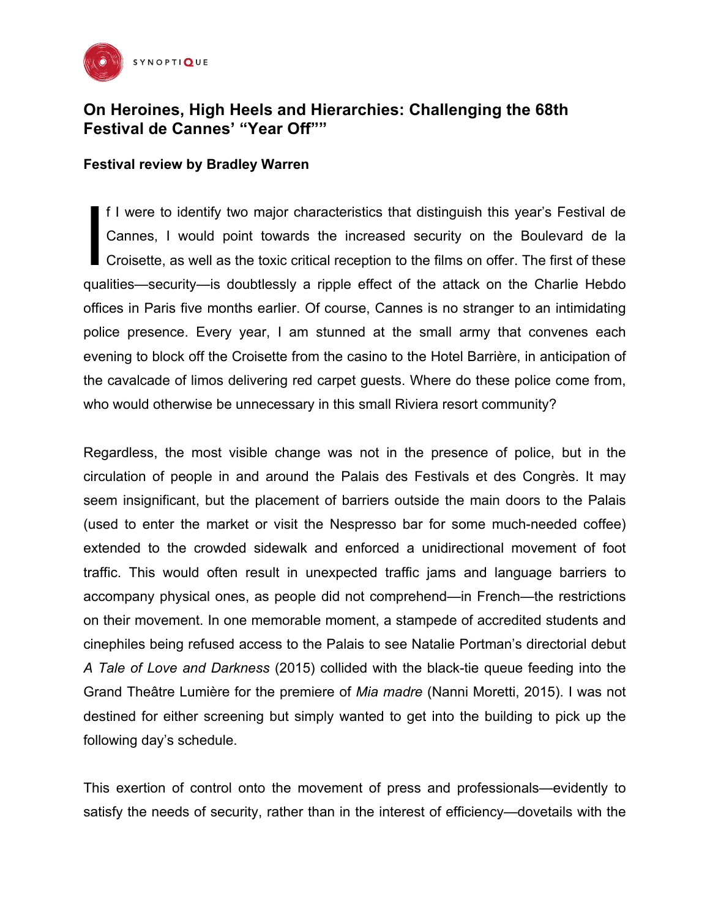# On Heroines, High Heels and Hierarchies: Challenging the 68th Festival de Cannes' "Year Off""

**Festival review by Bradley Warren**

If I were to identify two major characteristics that distinguish this year's Festival de Cannes, I would point towards the increased security on the Boulevard de la Croisette, as well as the toxic critical reception to the films on offer. The first of these qualities—security—is doubtlessly a ripple effect of the attack on the Charlie Hebdo offices in Paris five months earlier. Of course, Cannes is no stranger to an intimidating police presence. Every year, I am stunned at the small army that convenes each evening to block off the Croisette from the casino to the Hotel Barrière, in anticipation of the cavalcade of limos delivering red carpet guests. Where do these police come from, who would otherwise be unnecessary in this small Riviera resort community?

Regardless, the most visible change was not in the presence of police, but in the circulation of people in and around the Palais des Festivals et des Congrès. It may seem insignificant, but the placement of barriers outside the main doors to the Palais (used to enter the market or visit the Nespresso bar for some much-needed coffee) extended to the crowded sidewalk and enforced a unidirectional movement of foot traffic. This would often result in unexpected traffic jams and language barriers to accompany physical ones, as people did not comprehend—in French—the restrictions on their movement. In one memorable moment, a stampede of accredited students and cinephiles being refused access to the Palais to see Natalie Portman's directorial debut *A Tale of Love and Darkness* (2015) collided with the black-tie queue feeding into the Grand Theâtre Lumière for the premiere of *Mia madre* (Nanni Moretti, 2015). I was not destined for either screening but simply wanted to get into the building to pick up the following day's schedule.

This exertion of control onto the movement of press and professionals—evidently to satisfy the needs of security, rather than in the interest of efficiency—dovetails with the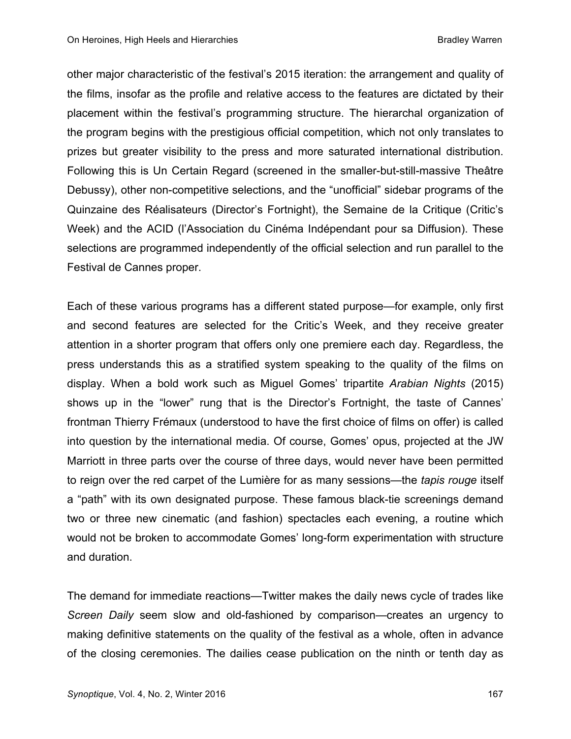other major characteristic of the festival's 2015 iteration: the arrangement and quality of the films, insofar as the profile and relative access to the features are dictated by their placement within the festival's programming structure. The hierarchal organization of the program begins with the prestigious official competition, which not only translates to prizes but greater visibility to the press and more saturated international distribution. Following this is Un Certain Regard (screened in the smaller-but-still-massive Theâtre Debussy), other non-competitive selections, and the "unofficial" sidebar programs of the Quinzaine des Réalisateurs (Director's Fortnight), the Semaine de la Critique (Critic's Week) and the ACID (l'Association du Cinéma Indépendant pour sa Diffusion). These selections are programmed independently of the official selection and run parallel to the Festival de Cannes proper.

Each of these various programs has a different stated purpose—for example, only first and second features are selected for the Critic's Week, and they receive greater attention in a shorter program that offers only one premiere each day. Regardless, the press understands this as a stratified system speaking to the quality of the films on display. When a bold work such as Miguel Gomes' tripartite *Arabian Nights* (2015) shows up in the "lower" rung that is the Director's Fortnight, the taste of Cannes' frontman Thierry Frémaux (understood to have the first choice of films on offer) is called into question by the international media. Of course, Gomes' opus, projected at the JW Marriott in three parts over the course of three days, would never have been permitted to reign over the red carpet of the Lumière for as many sessions—the *tapis rouge* itself a "path" with its own designated purpose. These famous black-tie screenings demand two or three new cinematic (and fashion) spectacles each evening, a routine which would not be broken to accommodate Gomes' long-form experimentation with structure and duration.

The demand for immediate reactions—Twitter makes the daily news cycle of trades like *Screen Daily* seem slow and old-fashioned by comparison—creates an urgency to making definitive statements on the quality of the festival as a whole, often in advance of the closing ceremonies. The dailies cease publication on the ninth or tenth day as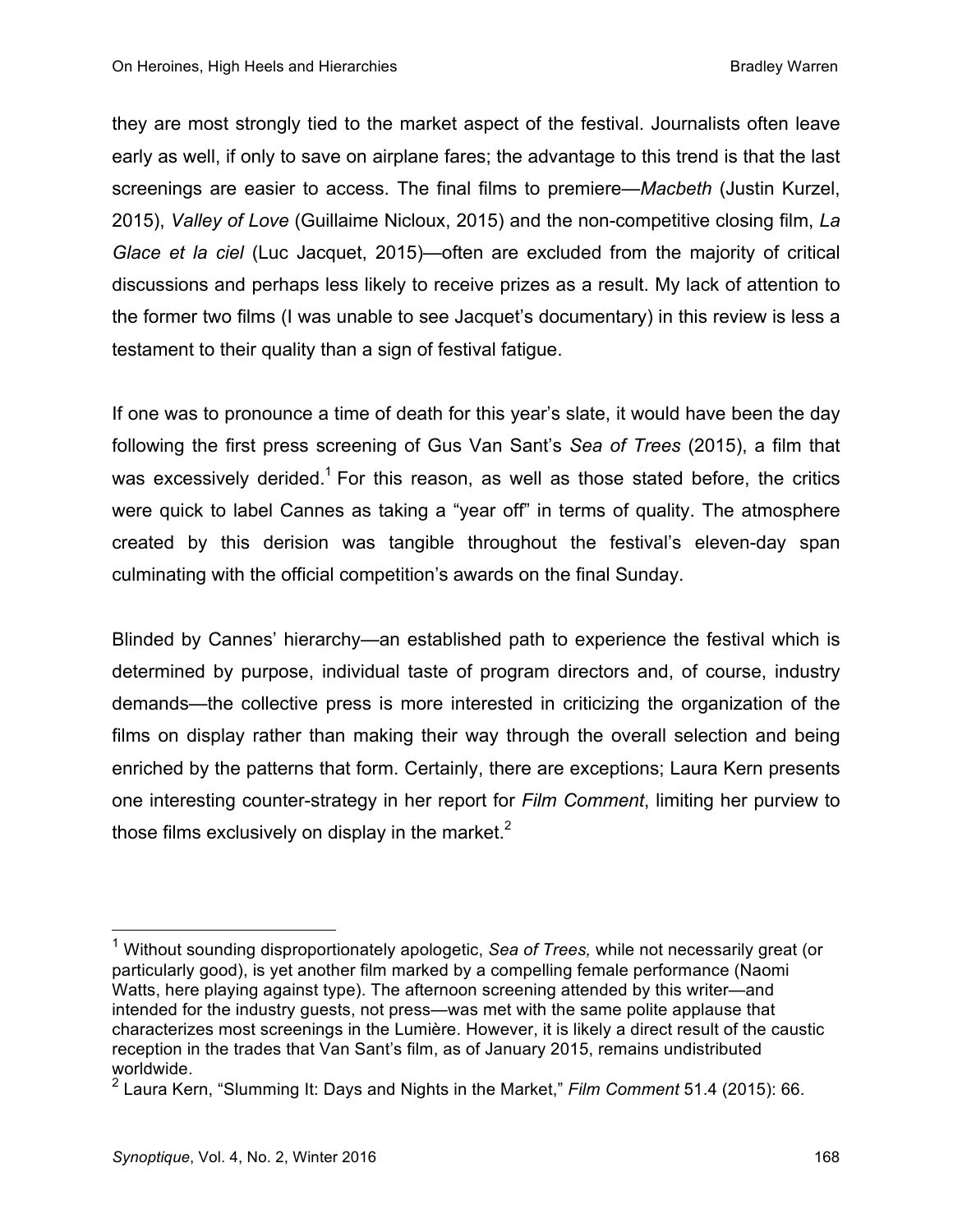they are most strongly tied to the market aspect of the festival. Journalists often leave early as well, if only to save on airplane fares; the advantage to this trend is that the last screenings are easier to access. The final films to premiere—*Macbeth* (Justin Kurzel, 2015), *Valley of Love* (Guillaime Nicloux, 2015) and the non-competitive closing film, *La Glace et la ciel* (Luc Jacquet, 2015)—often are excluded from the majority of critical discussions and perhaps less likely to receive prizes as a result. My lack of attention to the former two films (I was unable to see Jacquet's documentary) in this review is less a testament to their quality than a sign of festival fatigue.

If one was to pronounce a time of death for this year's slate, it would have been the day following the first press screening of Gus Van Sant's *Sea of Trees* (2015), a film that was excessively derided.[1] For this reason, as well as those stated before, the critics were quick to label Cannes as taking a "year off" in terms of quality. The atmosphere created by this derision was tangible throughout the festival's eleven-day span culminating with the official competition's awards on the final Sunday.

Blinded by Cannes' hierarchy—an established path to experience the festival which is determined by purpose, individual taste of program directors and, of course, industry demands—the collective press is more interested in criticizing the organization of the films on display rather than making their way through the overall selection and being enriched by the patterns that form. Certainly, there are exceptions; Laura Kern presents one interesting counter-strategy in her report for *Film Comment*, limiting her purview to those films exclusively on display in the market.[2]

---

[1] Without sounding disproportionately apologetic, *Sea of Trees,* while not necessarily great (or particularly good), is yet another film marked by a compelling female performance (Naomi Watts, here playing against type). The afternoon screening attended by this writer—and intended for the industry guests, not press—was met with the same polite applause that characterizes most screenings in the Lumière. However, it is likely a direct result of the caustic reception in the trades that Van Sant's film, as of January 2015, remains undistributed worldwide.

[2] Laura Kern, "Slumming It: Days and Nights in the Market," *Film Comment* 51.4 (2015): 66.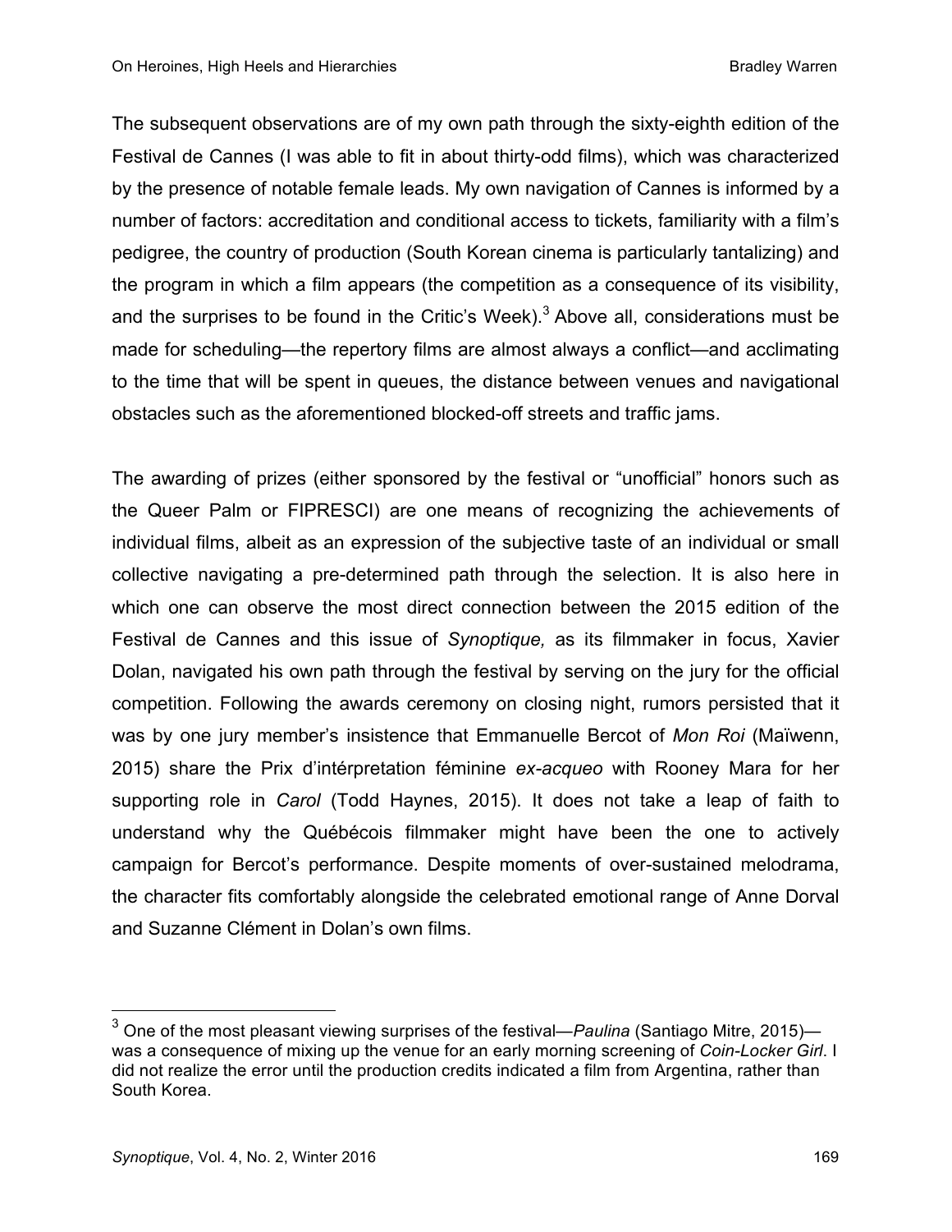The subsequent observations are of my own path through the sixty-eighth edition of the Festival de Cannes (I was able to fit in about thirty-odd films), which was characterized by the presence of notable female leads. My own navigation of Cannes is informed by a number of factors: accreditation and conditional access to tickets, familiarity with a film's pedigree, the country of production (South Korean cinema is particularly tantalizing) and the program in which a film appears (the competition as a consequence of its visibility, and the surprises to be found in the Critic's Week).[3] Above all, considerations must be made for scheduling—the repertory films are almost always a conflict—and acclimating to the time that will be spent in queues, the distance between venues and navigational obstacles such as the aforementioned blocked-off streets and traffic jams.

The awarding of prizes (either sponsored by the festival or "unofficial" honors such as the Queer Palm or FIPRESCI) are one means of recognizing the achievements of individual films, albeit as an expression of the subjective taste of an individual or small collective navigating a pre-determined path through the selection. It is also here in which one can observe the most direct connection between the 2015 edition of the Festival de Cannes and this issue of *Synoptique,* as its filmmaker in focus, Xavier Dolan, navigated his own path through the festival by serving on the jury for the official competition. Following the awards ceremony on closing night, rumors persisted that it was by one jury member's insistence that Emmanuelle Bercot of *Mon Roi* (Maïwenn, 2015) share the Prix d'intérpretation féminine *ex-acqueo* with Rooney Mara for her supporting role in *Carol* (Todd Haynes, 2015). It does not take a leap of faith to understand why the Québécois filmmaker might have been the one to actively campaign for Bercot's performance. Despite moments of over-sustained melodrama, the character fits comfortably alongside the celebrated emotional range of Anne Dorval and Suzanne Clément in Dolan's own films.

[3] One of the most pleasant viewing surprises of the festival—*Paulina* (Santiago Mitre, 2015)—was a consequence of mixing up the venue for an early morning screening of *Coin-Locker Girl*. I did not realize the error until the production credits indicated a film from Argentina, rather than South Korea.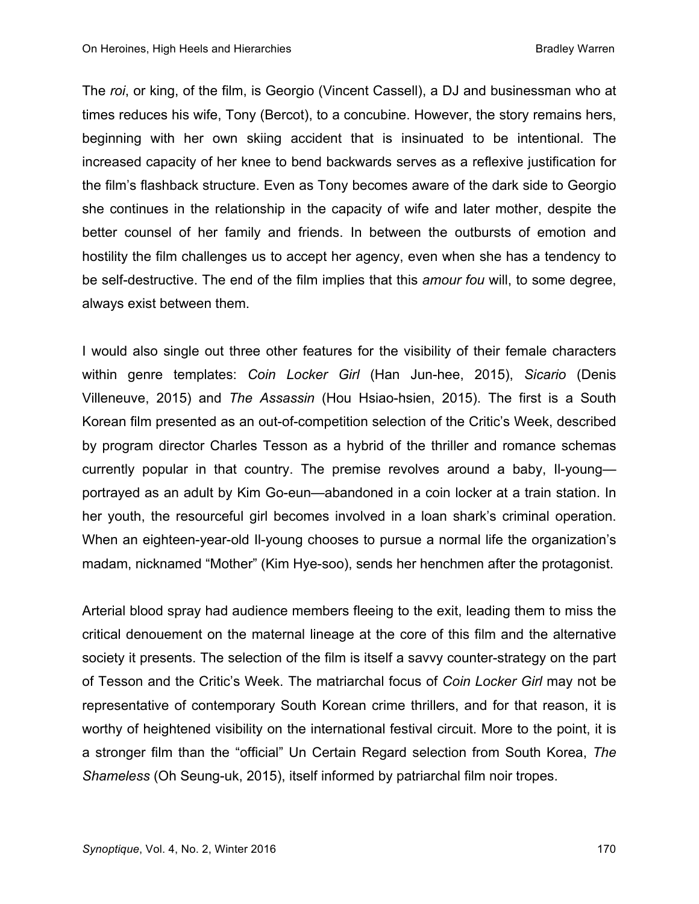The *roi*, or king, of the film, is Georgio (Vincent Cassell), a DJ and businessman who at times reduces his wife, Tony (Bercot), to a concubine. However, the story remains hers, beginning with her own skiing accident that is insinuated to be intentional. The increased capacity of her knee to bend backwards serves as a reflexive justification for the film's flashback structure. Even as Tony becomes aware of the dark side to Georgio she continues in the relationship in the capacity of wife and later mother, despite the better counsel of her family and friends. In between the outbursts of emotion and hostility the film challenges us to accept her agency, even when she has a tendency to be self-destructive. The end of the film implies that this *amour fou* will, to some degree, always exist between them.

I would also single out three other features for the visibility of their female characters within genre templates: *Coin Locker Girl* (Han Jun-hee, 2015), *Sicario* (Denis Villeneuve, 2015) and *The Assassin* (Hou Hsiao-hsien, 2015). The first is a South Korean film presented as an out-of-competition selection of the Critic's Week, described by program director Charles Tesson as a hybrid of the thriller and romance schemas currently popular in that country. The premise revolves around a baby, Il-young—portrayed as an adult by Kim Go-eun—abandoned in a coin locker at a train station. In her youth, the resourceful girl becomes involved in a loan shark's criminal operation. When an eighteen-year-old Il-young chooses to pursue a normal life the organization's madam, nicknamed "Mother" (Kim Hye-soo), sends her henchmen after the protagonist.

Arterial blood spray had audience members fleeing to the exit, leading them to miss the critical denouement on the maternal lineage at the core of this film and the alternative society it presents. The selection of the film is itself a savvy counter-strategy on the part of Tesson and the Critic's Week. The matriarchal focus of *Coin Locker Girl* may not be representative of contemporary South Korean crime thrillers, and for that reason, it is worthy of heightened visibility on the international festival circuit. More to the point, it is a stronger film than the "official" Un Certain Regard selection from South Korea, *The Shameless* (Oh Seung-uk, 2015), itself informed by patriarchal film noir tropes.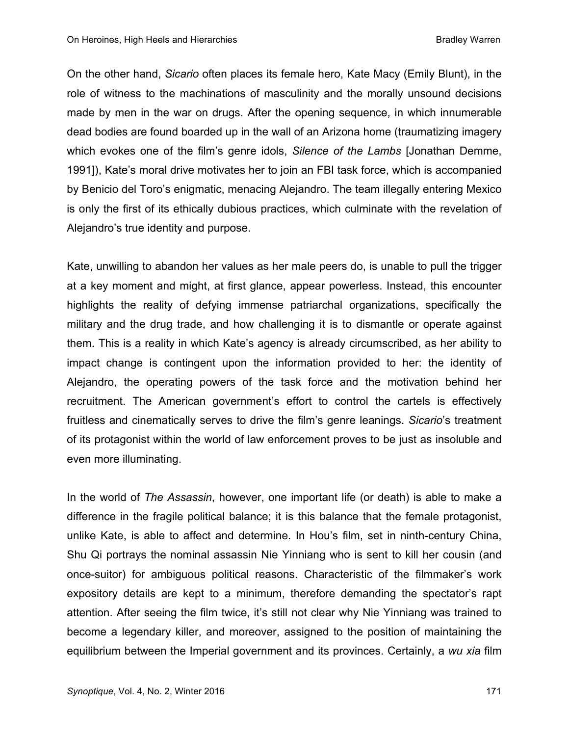On the other hand, *Sicario* often places its female hero, Kate Macy (Emily Blunt), in the role of witness to the machinations of masculinity and the morally unsound decisions made by men in the war on drugs. After the opening sequence, in which innumerable dead bodies are found boarded up in the wall of an Arizona home (traumatizing imagery which evokes one of the film's genre idols, *Silence of the Lambs* [Jonathan Demme, 1991]), Kate's moral drive motivates her to join an FBI task force, which is accompanied by Benicio del Toro's enigmatic, menacing Alejandro. The team illegally entering Mexico is only the first of its ethically dubious practices, which culminate with the revelation of Alejandro's true identity and purpose.

Kate, unwilling to abandon her values as her male peers do, is unable to pull the trigger at a key moment and might, at first glance, appear powerless. Instead, this encounter highlights the reality of defying immense patriarchal organizations, specifically the military and the drug trade, and how challenging it is to dismantle or operate against them. This is a reality in which Kate's agency is already circumscribed, as her ability to impact change is contingent upon the information provided to her: the identity of Alejandro, the operating powers of the task force and the motivation behind her recruitment. The American government's effort to control the cartels is effectively fruitless and cinematically serves to drive the film's genre leanings. *Sicario*'s treatment of its protagonist within the world of law enforcement proves to be just as insoluble and even more illuminating.

In the world of *The Assassin*, however, one important life (or death) is able to make a difference in the fragile political balance; it is this balance that the female protagonist, unlike Kate, is able to affect and determine. In Hou's film, set in ninth-century China, Shu Qi portrays the nominal assassin Nie Yinniang who is sent to kill her cousin (and once-suitor) for ambiguous political reasons. Characteristic of the filmmaker's work expository details are kept to a minimum, therefore demanding the spectator's rapt attention. After seeing the film twice, it's still not clear why Nie Yinniang was trained to become a legendary killer, and moreover, assigned to the position of maintaining the equilibrium between the Imperial government and its provinces. Certainly, a *wu xia* film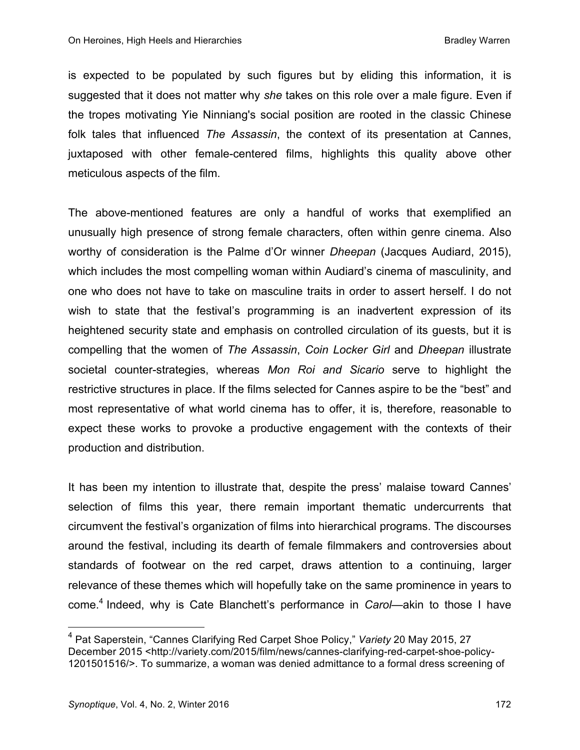is expected to be populated by such figures but by eliding this information, it is suggested that it does not matter why *she* takes on this role over a male figure. Even if the tropes motivating Yie Ninniang's social position are rooted in the classic Chinese folk tales that influenced *The Assassin*, the context of its presentation at Cannes, juxtaposed with other female-centered films, highlights this quality above other meticulous aspects of the film.

The above-mentioned features are only a handful of works that exemplified an unusually high presence of strong female characters, often within genre cinema. Also worthy of consideration is the Palme d'Or winner *Dheepan* (Jacques Audiard, 2015), which includes the most compelling woman within Audiard's cinema of masculinity, and one who does not have to take on masculine traits in order to assert herself. I do not wish to state that the festival's programming is an inadvertent expression of its heightened security state and emphasis on controlled circulation of its guests, but it is compelling that the women of *The Assassin*, *Coin Locker Girl* and *Dheepan* illustrate societal counter-strategies, whereas *Mon Roi and Sicario* serve to highlight the restrictive structures in place. If the films selected for Cannes aspire to be the "best" and most representative of what world cinema has to offer, it is, therefore, reasonable to expect these works to provoke a productive engagement with the contexts of their production and distribution.

It has been my intention to illustrate that, despite the press' malaise toward Cannes' selection of films this year, there remain important thematic undercurrents that circumvent the festival's organization of films into hierarchical programs. The discourses around the festival, including its dearth of female filmmakers and controversies about standards of footwear on the red carpet, draws attention to a continuing, larger relevance of these themes which will hopefully take on the same prominence in years to come.[4] Indeed, why is Cate Blanchett's performance in *Carol*—akin to those I have

---

[4] Pat Saperstein, "Cannes Clarifying Red Carpet Shoe Policy," *Variety* 20 May 2015, 27 December 2015 <http://variety.com/2015/film/news/cannes-clarifying-red-carpet-shoe-policy-1201501516/>. To summarize, a woman was denied admittance to a formal dress screening of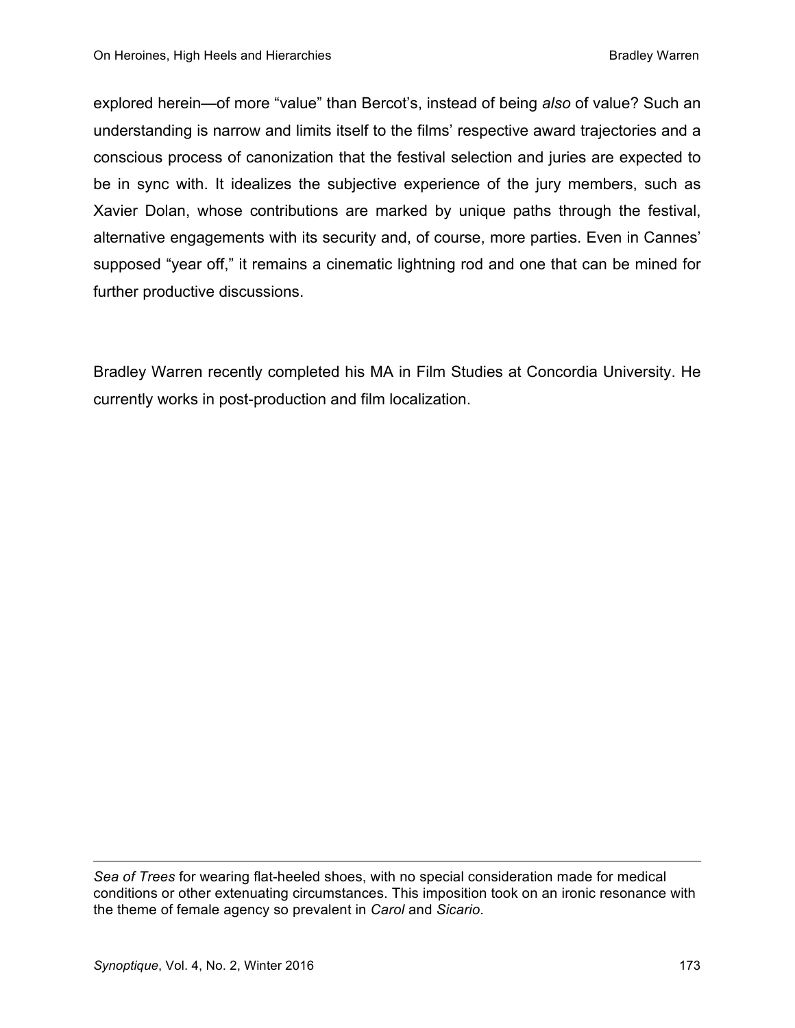explored herein—of more “value” than Bercot’s, instead of being *also* of value? Such an understanding is narrow and limits itself to the films’ respective award trajectories and a conscious process of canonization that the festival selection and juries are expected to be in sync with. It idealizes the subjective experience of the jury members, such as Xavier Dolan, whose contributions are marked by unique paths through the festival, alternative engagements with its security and, of course, more parties. Even in Cannes’ supposed “year off,” it remains a cinematic lightning rod and one that can be mined for further productive discussions.

Bradley Warren recently completed his MA in Film Studies at Concordia University. He currently works in post-production and film localization.

---

*Sea of Trees* for wearing flat-heeled shoes, with no special consideration made for medical conditions or other extenuating circumstances. This imposition took on an ironic resonance with the theme of female agency so prevalent in *Carol* and *Sicario*.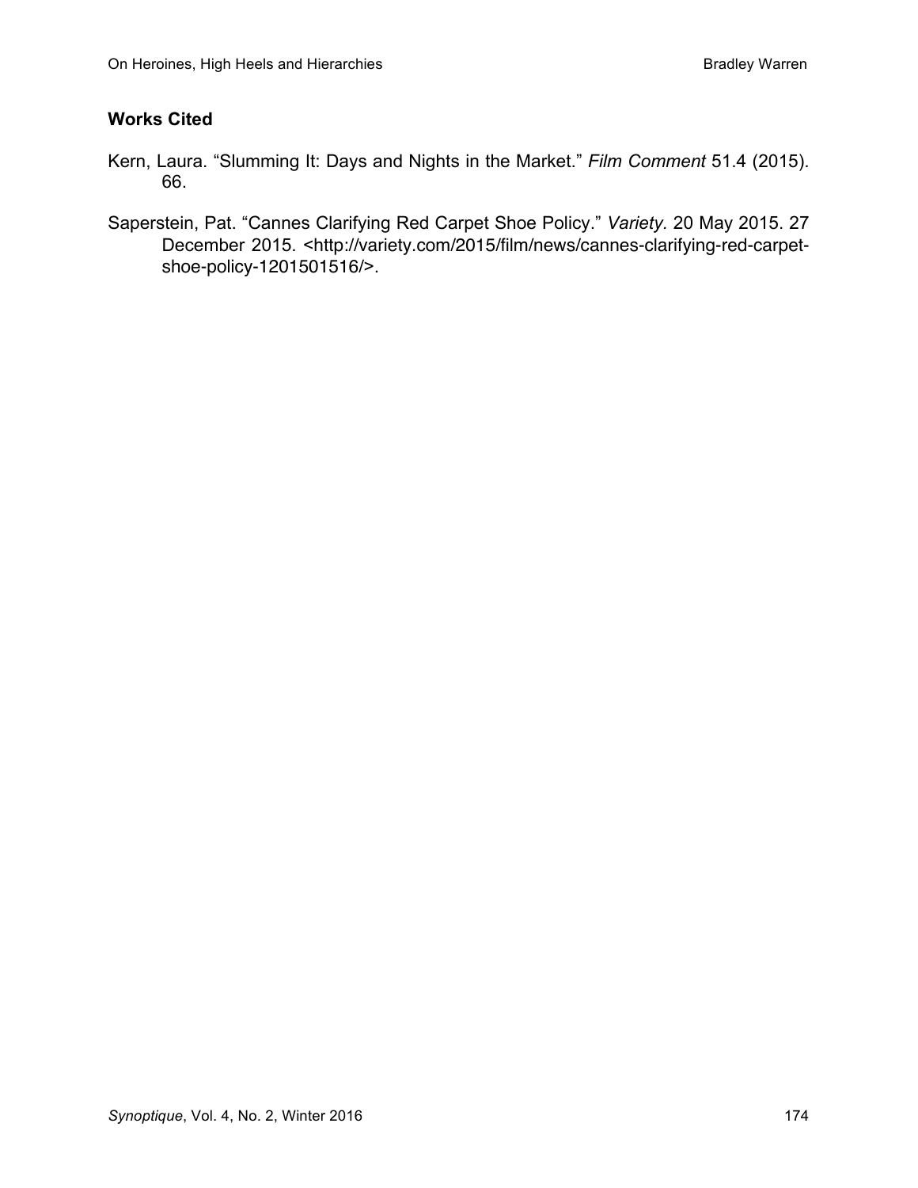## Works Cited

Kern, Laura. "Slumming It: Days and Nights in the Market." *Film Comment* 51.4 (2015). 66.

Saperstein, Pat. "Cannes Clarifying Red Carpet Shoe Policy." *Variety*. 20 May 2015. 27 December 2015. <http://variety.com/2015/film/news/cannes-clarifying-red-carpet-shoe-policy-1201501516/>.